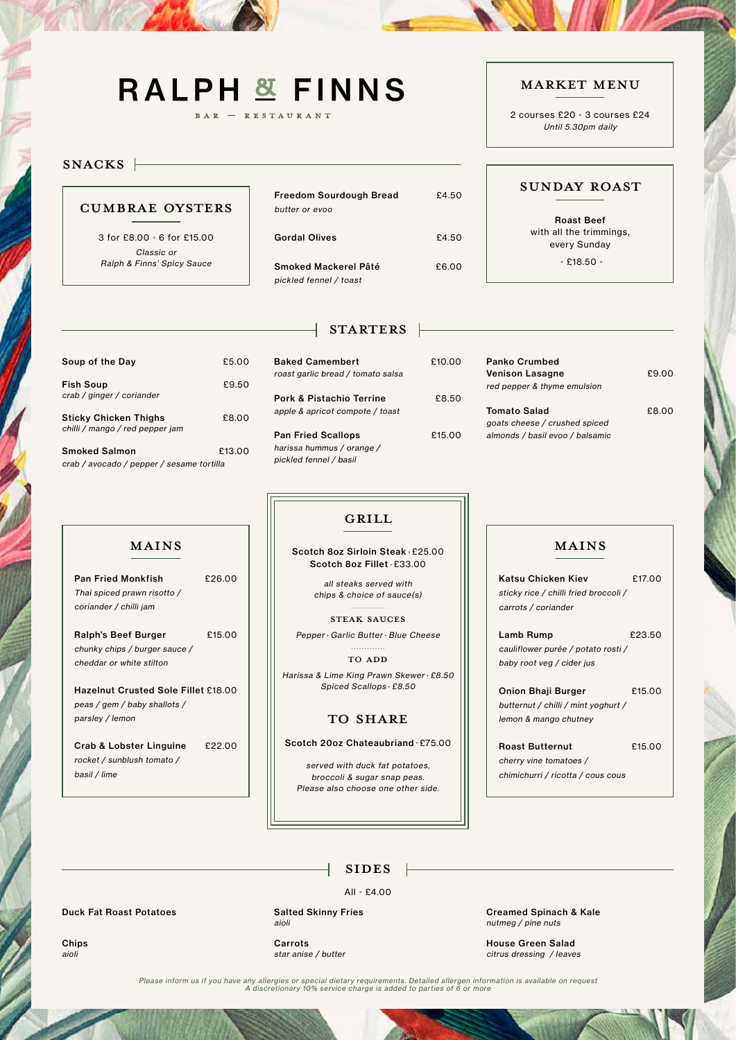# RALPH & FINNS

BAR — RESTAURANT

## MARKET MENU

2 courses £20 • 3 courses £24

*Until 5.30pm daily*

## SNACKS

### CUMBRAE OYSTERS

3 for £8.00 • 6 for £15.00

*Classic or*
*Ralph & Finns' Spicy Sauce*

**Freedom Sourdough Bread** £4.50
*butter or evoo*

**Gordal Olives** £4.50

**Smoked Mackerel Pâté** £6.00
*pickled fennel / toast*

## SUNDAY ROAST

**Roast Beef**
with all the trimmings,
every Sunday

• £18.50 •

## STARTERS

**Soup of the Day** £5.00

**Fish Soup** £9.50
*crab / ginger / coriander*

**Sticky Chicken Thighs** £8.00
*chilli / mango / red pepper jam*

**Smoked Salmon** £13.00
*crab / avocado / pepper / sesame tortilla*

**Baked Camembert** £10.00
*roast garlic bread / tomato salsa*

**Pork & Pistachio Terrine** £8.50
*apple & apricot compote / toast*

**Pan Fried Scallops** £15.00
*harissa hummus / orange / pickled fennel / basil*

**Panko Crumbed Venison Lasagne** £9.00
*red pepper & thyme emulsion*

**Tomato Salad** £8.00
*goats cheese / crushed spiced almonds / basil evoo / balsamic*

## MAINS

**Pan Fried Monkfish** £26.00
*Thai spiced prawn risotto / coriander / chilli jam*

**Ralph's Beef Burger** £15.00
*chunky chips / burger sauce / cheddar or white stilton*

**Hazelnut Crusted Sole Fillet** £18.00
*peas / gem / baby shallots / parsley / lemon*

**Crab & Lobster Linguine** £22.00
*rocket / sunblush tomato / basil / lime*

## GRILL

**Scotch 8oz Sirloin Steak** · £25.00
**Scotch 8oz Fillet** · £33.00

*all steaks served with chips & choice of sauce(s)*

### STEAK SAUCES

*Pepper · Garlic Butter · Blue Cheese*

### TO ADD

*Harissa & Lime King Prawn Skewer · £8.50*
*Spiced Scallops · £8.50*

### TO SHARE

**Scotch 20oz Chateaubriand** · £75.00

*served with duck fat potatoes, broccoli & sugar snap peas. Please also choose one other side.*

## MAINS

**Katsu Chicken Kiev** £17.00
*sticky rice / chilli fried broccoli / carrots / coriander*

**Lamb Rump** £23.50
*cauliflower purée / potato rosti / baby root veg / cider jus*

**Onion Bhaji Burger** £15.00
*butternut / chilli / mint yoghurt / lemon & mango chutney*

**Roast Butternut** £15.00
*cherry vine tomatoes / chimichurri / ricotta / cous cous*

## SIDES

All • £4.00

**Duck Fat Roast Potatoes**

**Chips**
*aioli*

**Salted Skinny Fries**
*aioli*

**Carrots**
*star anise / butter*

**Creamed Spinach & Kale**
*nutmeg / pine nuts*

**House Green Salad**
*citrus dressing / leaves*

*Please inform us if you have any allergies or special dietary requirements. Detailed allergen information is available on request*
*A discretionary 10% service charge is added to parties of 6 or more*